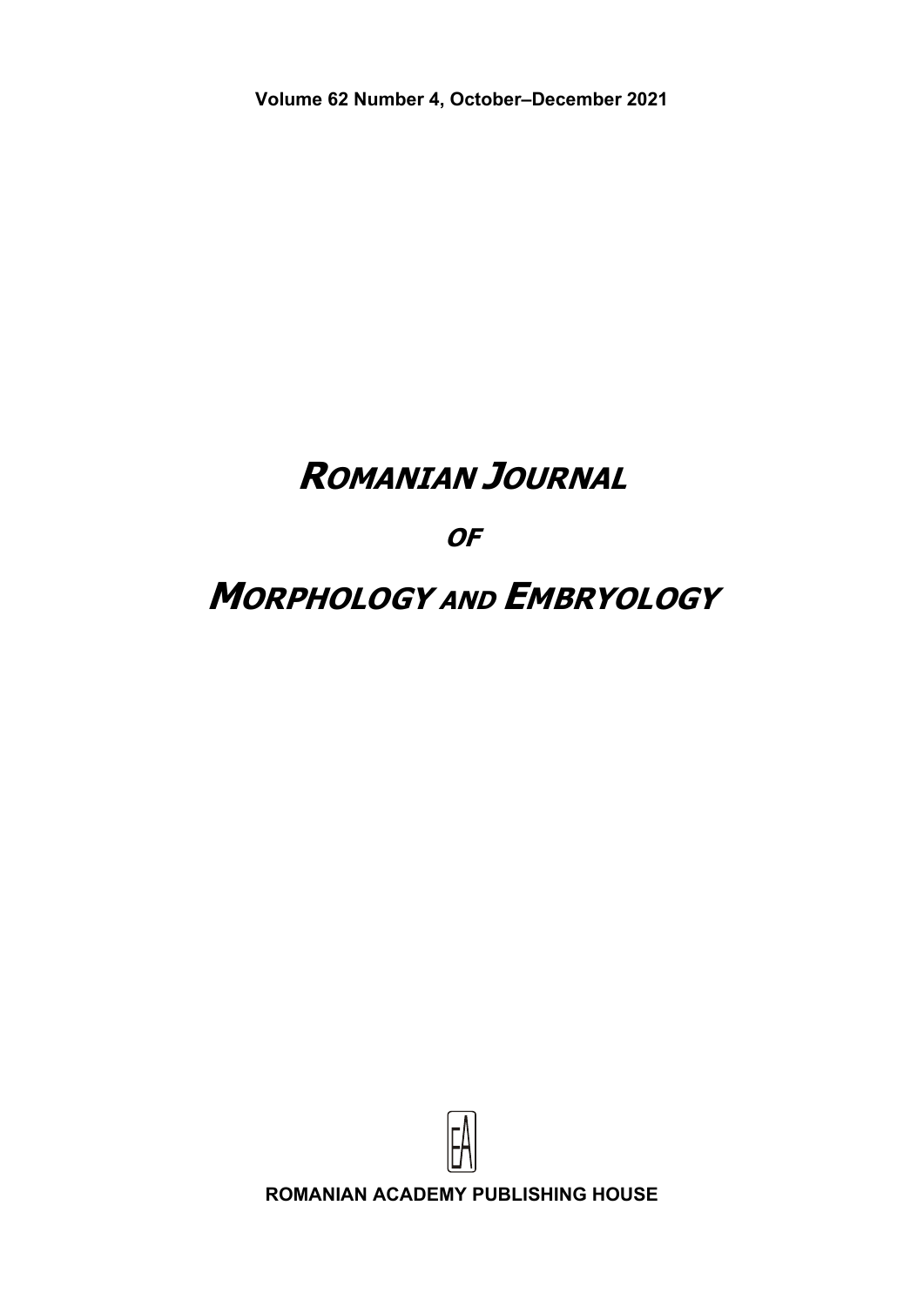Volume 62 Number 4, October–December 2021

# ROMANIAN JOURNAL

# OF

# MORPHOLOGY AND EMBRYOLOGY

ROMANIAN ACADEMY PUBLISHING HOUSE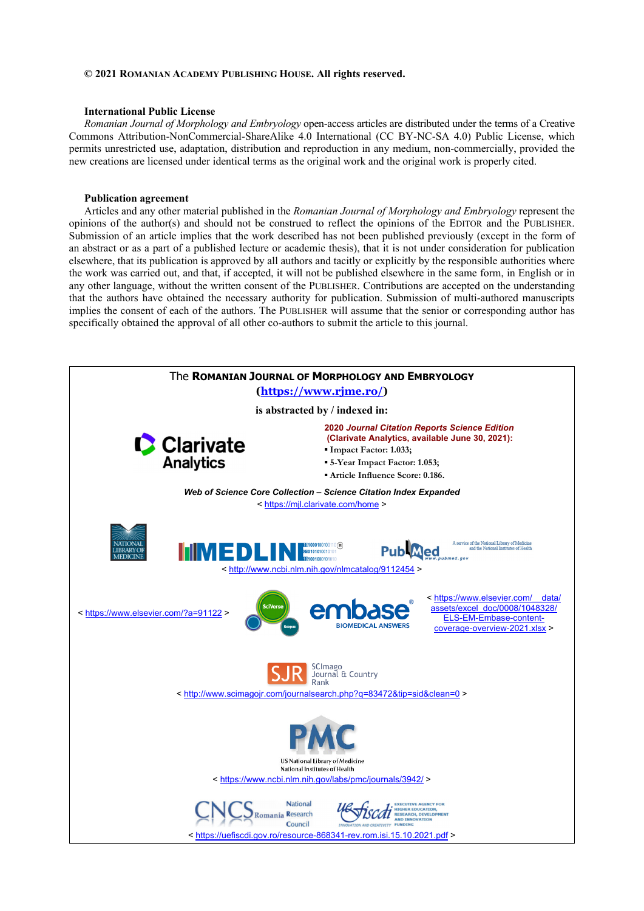**© 2021 Romanian Academy Publishing House. All rights reserved.**

**International Public License**

*Romanian Journal of Morphology and Embryology* open-access articles are distributed under the terms of a Creative Commons Attribution-NonCommercial-ShareAlike 4.0 International (CC BY-NC-SA 4.0) Public License, which permits unrestricted use, adaptation, distribution and reproduction in any medium, non-commercially, provided the new creations are licensed under identical terms as the original work and the original work is properly cited.

**Publication agreement**

Articles and any other material published in the *Romanian Journal of Morphology and Embryology* represent the opinions of the author(s) and should not be construed to reflect the opinions of the Editor and the Publisher. Submission of an article implies that the work described has not been published previously (except in the form of an abstract or as a part of a published lecture or academic thesis), that it is not under consideration for publication elsewhere, that its publication is approved by all authors and tacitly or explicitly by the responsible authorities where the work was carried out, and that, if accepted, it will not be published elsewhere in the same form, in English or in any other language, without the written consent of the Publisher. Contributions are accepted on the understanding that the authors have obtained the necessary authority for publication. Submission of multi-authored manuscripts implies the consent of each of the authors. The Publisher will assume that the senior or corresponding author has specifically obtained the approval of all other co-authors to submit the article to this journal.

The **Romanian Journal of Morphology and Embryology**
(**https://www.rjme.ro/**)
**is abstracted by / indexed in:**

Clarivate Analytics

**2020 *Journal Citation Reports Science Edition* (Clarivate Analytics, available June 30, 2021):**

- Impact Factor: 1.033;
- 5-Year Impact Factor: 1.053;
- Article Influence Score: 0.186.

***Web of Science Core Collection – Science Citation Index Expanded***
< https://mjl.clarivate.com/home >

National Library of Medicine – MEDLINE – PubMed (A service of the National Library of Medicine and the National Institutes of Health)
< http://www.ncbi.nlm.nih.gov/nlmcatalog/9112454 >

< https://www.elsevier.com/?a=91122 > SciVerse Scopus – embase BIOMEDICAL ANSWERS < https://www.elsevier.com/__data/assets/excel_doc/0008/1048328/ELS-EM-Embase-content-coverage-overview-2021.xlsx >

SJR SCImago Journal & Country Rank
< http://www.scimagojr.com/journalsearch.php?q=83472&tip=sid&clean=0 >

PMC – US National Library of Medicine, National Institutes of Health
< https://www.ncbi.nlm.nih.gov/labs/pmc/journals/3942/ >

CNCS Romania National Research Council – UEFISCDI Executive Agency for Higher Education, Research, Development and Innovation Funding
< https://uefiscdi.gov.ro/resource-868341-rev.rom.isi.15.10.2021.pdf >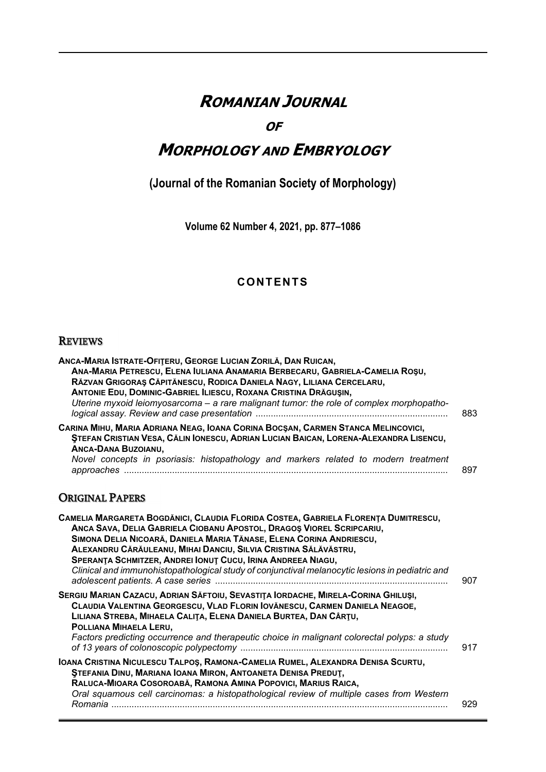# *Romanian Journal*

# *of*

# *Morphology and Embryology*

**(Journal of the Romanian Society of Morphology)**

**Volume 62 Number 4, 2021, pp. 877–1086**

## CONTENTS

## Reviews

**Anca-Maria Istrate-Ofiţeru, George Lucian Zorilă, Dan Ruican, Ana-Maria Petrescu, Elena Iuliana Anamaria Berbecaru, Gabriela-Camelia Roşu, Răzvan Grigoraş Căpitănescu, Rodica Daniela Nagy, Liliana Cercelaru, Antonie Edu, Dominic-Gabriel Iliescu, Roxana Cristina Drăguşin,**
*Uterine myxoid leiomyosarcoma – a rare malignant tumor: the role of complex morphopathological assay. Review and case presentation* .......... 883

**Carina Mihu, Maria Adriana Neag, Ioana Corina Bocşan, Carmen Stanca Melincovici, Ştefan Cristian Vesa, Călin Ionescu, Adrian Lucian Baican, Lorena-Alexandra Lisencu, Anca-Dana Buzoianu,**
*Novel concepts in psoriasis: histopathology and markers related to modern treatment approaches* .......... 897

## Original Papers

**Camelia Margareta Bogdănici, Claudia Florida Costea, Gabriela Florenţa Dumitrescu, Anca Sava, Delia Gabriela Ciobanu Apostol, Dragoş Viorel Scripcariu, Simona Delia Nicoară, Daniela Maria Tănase, Elena Corina Andriescu, Alexandru Cărăuleanu, Mihai Danciu, Silvia Cristina Sălăvăstru, Speranţa Schmitzer, Andrei Ionuţ Cucu, Irina Andreea Niagu,**
*Clinical and immunohistopathological study of conjunctival melanocytic lesions in pediatric and adolescent patients. A case series* .......... 907

**Sergiu Marian Cazacu, Adrian Săftoiu, Sevastiţa Iordache, Mirela-Corina Ghiluşi, Claudia Valentina Georgescu, Vlad Florin Iovănescu, Carmen Daniela Neagoe, Liliana Streba, Mihaela Caliţa, Elena Daniela Burtea, Dan Cârţu, Polliana Mihaela Leru,**
*Factors predicting occurrence and therapeutic choice in malignant colorectal polyps: a study of 13 years of colonoscopic polypectomy* .......... 917

**Ioana Cristina Niculescu Talpoş, Ramona-Camelia Rumel, Alexandra Denisa Scurtu, Ştefania Dinu, Mariana Ioana Miron, Antoaneta Denisa Predut, Raluca-Mioara Cosoroabă, Ramona Amina Popovici, Marius Raica,**
*Oral squamous cell carcinomas: a histopathological review of multiple cases from Western Romania* .......... 929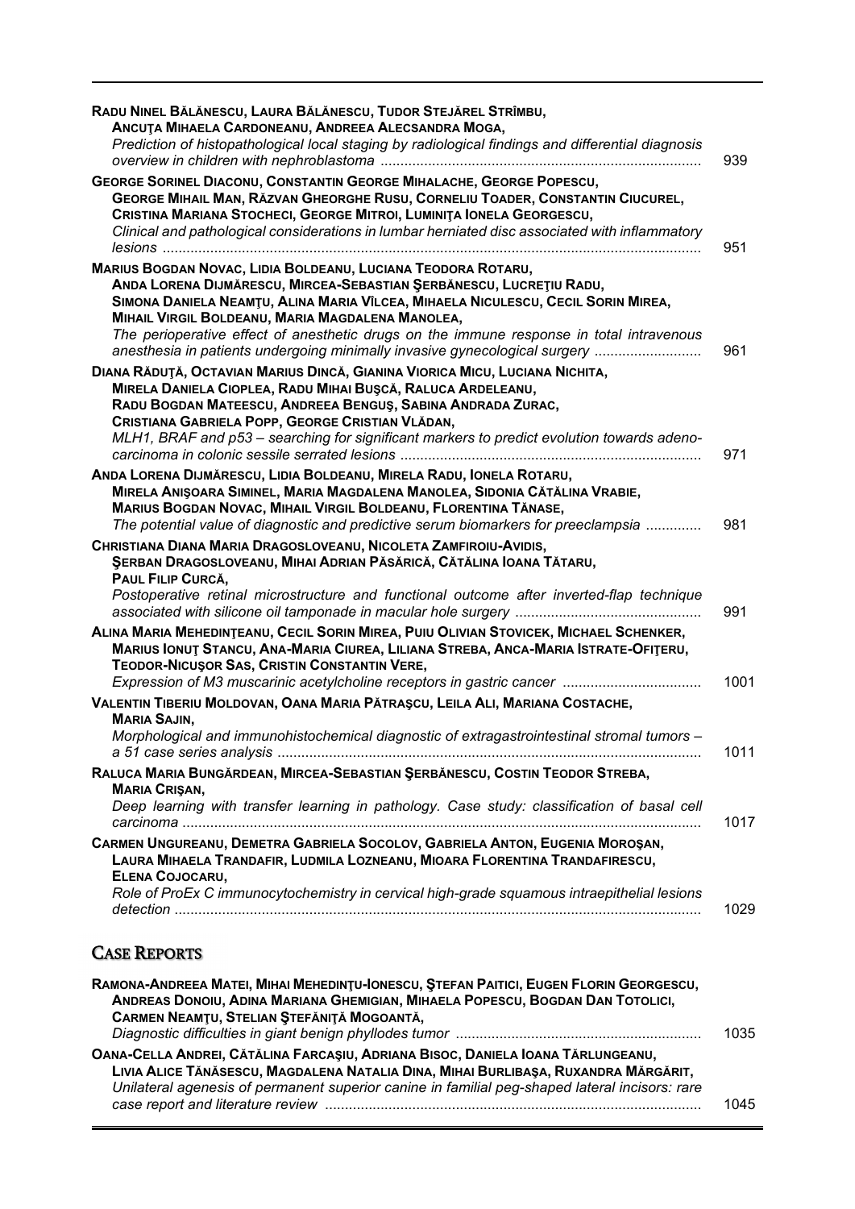**RADU NINEL BĂLĂNESCU, LAURA BĂLĂNESCU, TUDOR STEJĂREL STRÎMBU, ANCUŢA MIHAELA CARDONEANU, ANDREEA ALECSANDRA MOGA,**
*Prediction of histopathological local staging by radiological findings and differential diagnosis overview in children with nephroblastoma* ........ 939

**GEORGE SORINEL DIACONU, CONSTANTIN GEORGE MIHALACHE, GEORGE POPESCU, GEORGE MIHAIL MAN, RĂZVAN GHEORGHE RUSU, CORNELIU TOADER, CONSTANTIN CIUCUREL, CRISTINA MARIANA STOCHECI, GEORGE MITROI, LUMINIŢA IONELA GEORGESCU,**
*Clinical and pathological considerations in lumbar herniated disc associated with inflammatory lesions* ........ 951

**MARIUS BOGDAN NOVAC, LIDIA BOLDEANU, LUCIANA TEODORA ROTARU, ANDA LORENA DIJMĂRESCU, MIRCEA-SEBASTIAN ŞERBĂNESCU, LUCREŢIU RADU, SIMONA DANIELA NEAMŢU, ALINA MARIA VÎLCEA, MIHAELA NICULESCU, CECIL SORIN MIREA, MIHAIL VIRGIL BOLDEANU, MARIA MAGDALENA MANOLEA,**
*The perioperative effect of anesthetic drugs on the immune response in total intravenous anesthesia in patients undergoing minimally invasive gynecological surgery* ........ 961

**DIANA RĂDUŢĂ, OCTAVIAN MARIUS DINCĂ, GIANINA VIORICA MICU, LUCIANA NICHITA, MIRELA DANIELA CIOPLEA, RADU MIHAI BUŞCĂ, RALUCA ARDELEANU, RADU BOGDAN MATEESCU, ANDREEA BENGUŞ, SABINA ANDRADA ZURAC, CRISTIANA GABRIELA POPP, GEORGE CRISTIAN VLĂDAN,**
*MLH1, BRAF and p53 – searching for significant markers to predict evolution towards adenocarcinoma in colonic sessile serrated lesions* ........ 971

**ANDA LORENA DIJMĂRESCU, LIDIA BOLDEANU, MIRELA RADU, IONELA ROTARU, MIRELA ANIŞOARA SIMINEL, MARIA MAGDALENA MANOLEA, SIDONIA CĂTĂLINA VRABIE, MARIUS BOGDAN NOVAC, MIHAIL VIRGIL BOLDEANU, FLORENTINA TĂNASE,**
*The potential value of diagnostic and predictive serum biomarkers for preeclampsia* ........ 981

**CHRISTIANA DIANA MARIA DRAGOSLOVEANU, NICOLETA ZAMFIROIU-AVIDIS, ŞERBAN DRAGOSLOVEANU, MIHAI ADRIAN PĂSĂRICĂ, CĂTĂLINA IOANA TĂTARU, PAUL FILIP CURCĂ,**
*Postoperative retinal microstructure and functional outcome after inverted-flap technique associated with silicone oil tamponade in macular hole surgery* ........ 991

**ALINA MARIA MEHEDINŢEANU, CECIL SORIN MIREA, PUIU OLIVIAN STOVICEK, MICHAEL SCHENKER, MARIUS IONUŢ STANCU, ANA-MARIA CIUREA, LILIANA STREBA, ANCA-MARIA ISTRATE-OFIŢERU, TEODOR-NICUŞOR SAS, CRISTIN CONSTANTIN VERE,**
*Expression of M3 muscarinic acetylcholine receptors in gastric cancer* ........ 1001

**VALENTIN TIBERIU MOLDOVAN, OANA MARIA PĂTRAŞCU, LEILA ALI, MARIANA COSTACHE, MARIA SAJIN,**
*Morphological and immunohistochemical diagnostic of extragastrointestinal stromal tumors – a 51 case series analysis* ........ 1011

**RALUCA MARIA BUNGĂRDEAN, MIRCEA-SEBASTIAN ŞERBĂNESCU, COSTIN TEODOR STREBA, MARIA CRIŞAN,**
*Deep learning with transfer learning in pathology. Case study: classification of basal cell carcinoma* ........ 1017

**CARMEN UNGUREANU, DEMETRA GABRIELA SOCOLOV, GABRIELA ANTON, EUGENIA MOROŞAN, LAURA MIHAELA TRANDAFIR, LUDMILA LOZNEANU, MIOARA FLORENTINA TRANDAFIRESCU, ELENA COJOCARU,**
*Role of ProEx C immunocytochemistry in cervical high-grade squamous intraepithelial lesions detection* ........ 1029

## CASE REPORTS

**RAMONA-ANDREEA MATEI, MIHAI MEHEDINŢU-IONESCU, ŞTEFAN PAITICI, EUGEN FLORIN GEORGESCU, ANDREAS DONOIU, ADINA MARIANA GHEMIGIAN, MIHAELA POPESCU, BOGDAN DAN TOTOLICI, CARMEN NEAMŢU, STELIAN ŞTEFĂNIŢĂ MOGOANTĂ,**
*Diagnostic difficulties in giant benign phyllodes tumor* ........ 1035

**OANA-CELLA ANDREI, CĂTĂLINA FARCAŞIU, ADRIANA BISOC, DANIELA IOANA TĂRLUNGEANU, LIVIA ALICE TĂNĂSESCU, MAGDALENA NATALIA DINA, MIHAI BURLIBAŞA, RUXANDRA MĂRGĂRIT,**
*Unilateral agenesis of permanent superior canine in familial peg-shaped lateral incisors: rare case report and literature review* ........ 1045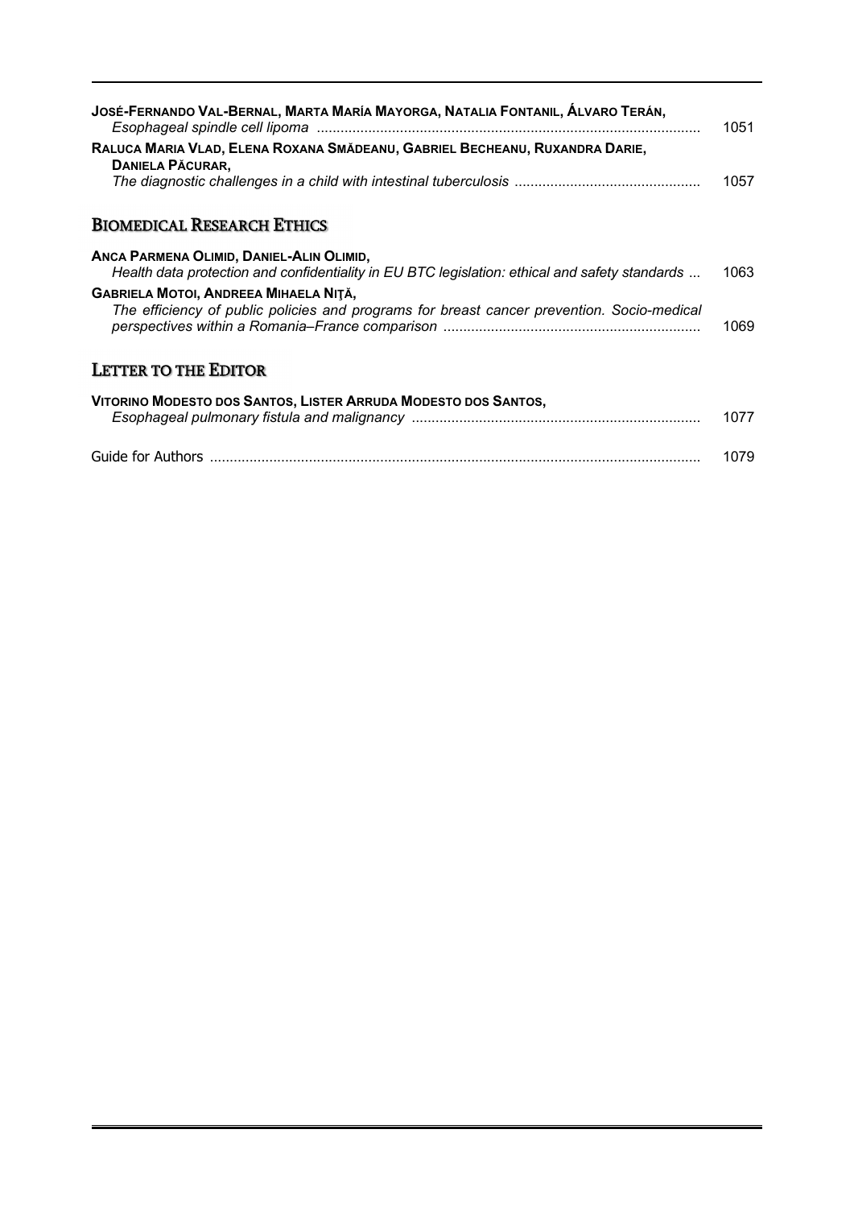**José-Fernando Val-Bernal, Marta María Mayorga, Natalia Fontanil, Álvaro Terán,**
*Esophageal spindle cell lipoma* ... 1051

**Raluca Maria Vlad, Elena Roxana Smădeanu, Gabriel Becheanu, Ruxandra Darie, Daniela Păcurar,**
*The diagnostic challenges in a child with intestinal tuberculosis* ... 1057

## Biomedical Research Ethics

**Anca Parmena Olimid, Daniel-Alin Olimid,**
*Health data protection and confidentiality in EU BTC legislation: ethical and safety standards* ... 1063

**Gabriela Motoi, Andreea Mihaela Niţă,**
*The efficiency of public policies and programs for breast cancer prevention. Socio-medical perspectives within a Romania–France comparison* ... 1069

## Letter to the Editor

**Vitorino Modesto dos Santos, Lister Arruda Modesto dos Santos,**
*Esophageal pulmonary fistula and malignancy* ... 1077

Guide for Authors ... 1079